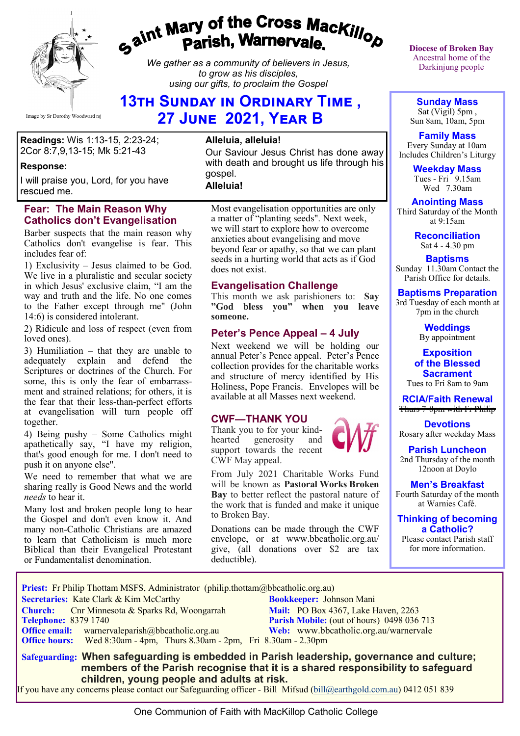# Saint Mary of the Cross MacKillop Parish, Warnervale.

*We gather as a community of believers in Jesus, to grow as his disciples, using our gifts, to proclaim the Gospel*

Image by Sr Dorothy Woodward rsj

Diocese of Broken Bay
Ancestral home of the Darkinjung people

## 13th Sunday in Ordinary Time, 27 June 2021, Year B

**Readings:** Wis 1:13-15, 2:23-24; 2Cor 8:7,9,13-15; Mk 5:21-43

**Response:**

I will praise you, Lord, for you have rescued me.

**Alleluia, alleluia!**

Our Saviour Jesus Christ has done away with death and brought us life through his gospel.

**Alleluia!**

### Fear: The Main Reason Why Catholics don't Evangelisation

Barber suspects that the main reason why Catholics don't evangelise is fear. This includes fear of:

1) Exclusivity – Jesus claimed to be God. We live in a pluralistic and secular society in which Jesus' exclusive claim, "I am the way and truth and the life. No one comes to the Father except through me" (John 14:6) is considered intolerant.

2) Ridicule and loss of respect (even from loved ones).

3) Humiliation – that they are unable to adequately explain and defend the Scriptures or doctrines of the Church. For some, this is only the fear of embarrassment and strained relations; for others, it is the fear that their less-than-perfect efforts at evangelisation will turn people off together.

4) Being pushy – Some Catholics might apathetically say, "I have my religion, that's good enough for me. I don't need to push it on anyone else".

We need to remember that what we are sharing really is Good News and the world *needs* to hear it.

Many lost and broken people long to hear the Gospel and don't even know it. And many non-Catholic Christians are amazed to learn that Catholicism is much more Biblical than their Evangelical Protestant or Fundamentalist denomination.

Most evangelisation opportunities are only a matter of "planting seeds". Next week, we will start to explore how to overcome anxieties about evangelising and move beyond fear or apathy, so that we can plant seeds in a hurting world that acts as if God does not exist.

### Evangelisation Challenge

This month we ask parishioners to: **Say "God bless you" when you leave someone.**

### Peter's Pence Appeal – 4 July

Next weekend we will be holding our annual Peter's Pence appeal. Peter's Pence collection provides for the charitable works and structure of mercy identified by His Holiness, Pope Francis. Envelopes will be available at all Masses next weekend.

### CWF—THANK YOU

Thank you to for your kind-hearted generosity and support towards the recent CWF May appeal.

From July 2021 Charitable Works Fund will be known as **Pastoral Works Broken Bay** to better reflect the pastoral nature of the work that is funded and make it unique to Broken Bay.

Donations can be made through the CWF envelope, or at www.bbcatholic.org.au/give, (all donations over $2 are tax deductible).

**Sunday Mass**
Sat (Vigil) 5pm,
Sun 8am, 10am, 5pm

**Family Mass**
Every Sunday at 10am
Includes Children's Liturgy

**Weekday Mass**
Tues - Fri 9.15am
Wed 7.30am

**Anointing Mass**
Third Saturday of the Month at 9:15am

**Reconciliation**
Sat 4 - 4.30 pm

**Baptisms**
Sunday 11.30am Contact the Parish Office for details.

**Baptisms Preparation**
3rd Tuesday of each month at 7pm in the church

**Weddings**
By appointment

**Exposition of the Blessed Sacrament**
Tues to Fri 8am to 9am

**RCIA/Faith Renewal**
~~Thurs 7-8pm with Fr Philip~~

**Devotions**
Rosary after weekday Mass

**Parish Luncheon**
2nd Thursday of the month 12noon at Doylo

**Men's Breakfast**
Fourth Saturday of the month at Warnies Café.

**Thinking of becoming a Catholic?**
Please contact Parish staff for more information.

**Priest:** Fr Philip Thottam MSFS, Administrator (philip.thottam@bbcatholic.org.au)
**Secretaries:** Kate Clark & Kim McCarthy
**Bookkeeper:** Johnson Mani
**Church:** Cnr Minnesota & Sparks Rd, Woongarrah
**Mail:** PO Box 4367, Lake Haven, 2263
**Telephone:** 8379 1740
**Parish Mobile:** (out of hours) 0498 036 713
**Office email:** warnervaleparish@bbcatholic.org.au
**Web:** www.bbcatholic.org.au/warnervale
**Office hours:** Wed 8:30am - 4pm, Thurs 8.30am - 2pm, Fri 8.30am - 2.30pm

**Safeguarding:** **When safeguarding is embedded in Parish leadership, governance and culture; members of the Parish recognise that it is a shared responsibility to safeguard children, young people and adults at risk.**

If you have any concerns please contact our Safeguarding officer - Bill Mifsud (bill@earthgold.com.au) 0412 051 839

One Communion of Faith with MacKillop Catholic College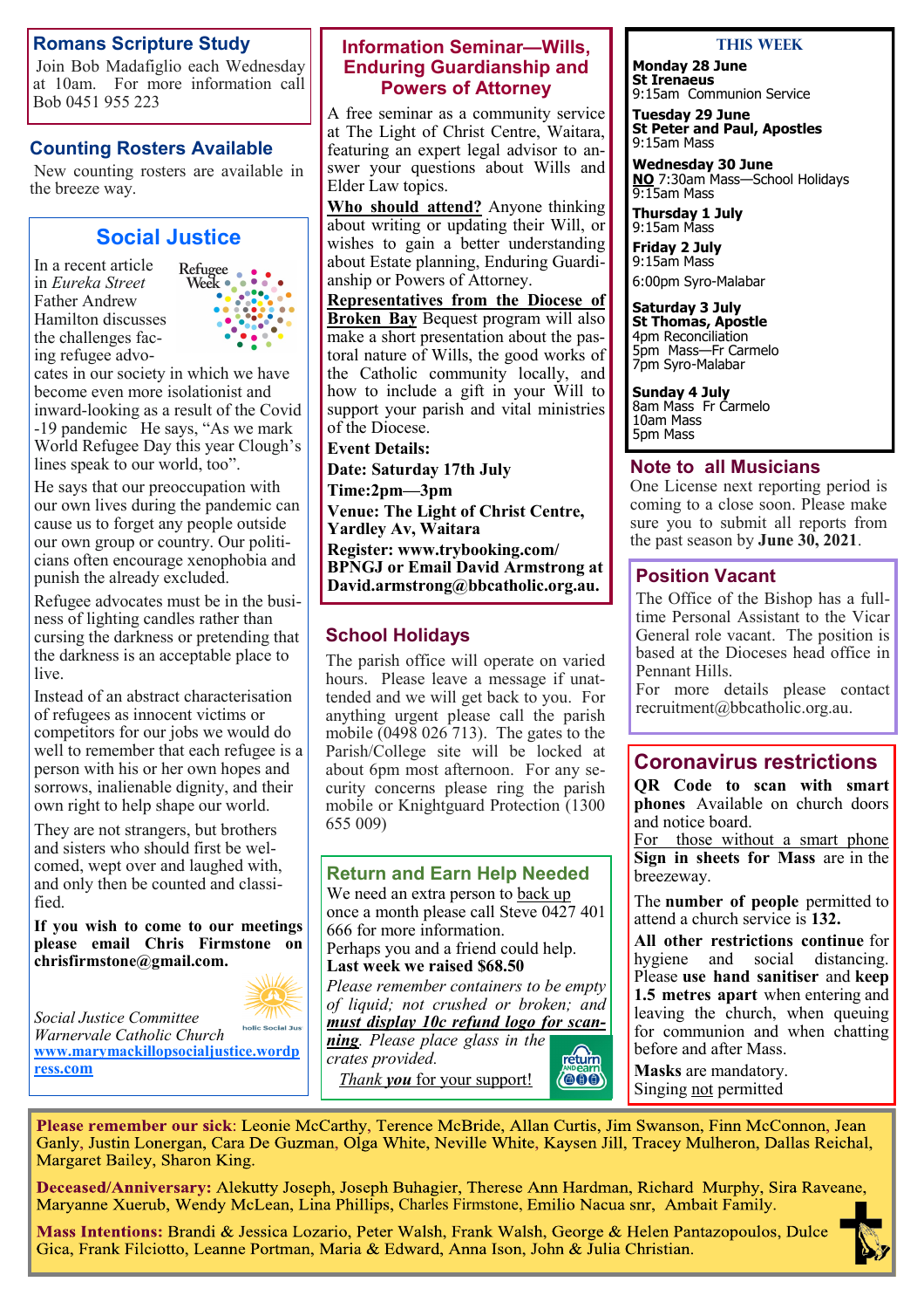## Romans Scripture Study

Join Bob Madafiglio each Wednesday at 10am. For more information call Bob 0451 955 223

## Counting Rosters Available

New counting rosters are available in the breeze way.

## Social Justice

In a recent article in *Eureka Street* Father Andrew Hamilton discusses the challenges facing refugee advocates in our society in which we have become even more isolationist and inward-looking as a result of the Covid-19 pandemic He says, "As we mark World Refugee Day this year Clough's lines speak to our world, too".

He says that our preoccupation with our own lives during the pandemic can cause us to forget any people outside our own group or country. Our politicians often encourage xenophobia and punish the already excluded.

Refugee advocates must be in the business of lighting candles rather than cursing the darkness or pretending that the darkness is an acceptable place to live.

Instead of an abstract characterisation of refugees as innocent victims or competitors for our jobs we would do well to remember that each refugee is a person with his or her own hopes and sorrows, inalienable dignity, and their own right to help shape our world.

They are not strangers, but brothers and sisters who should first be welcomed, wept over and laughed with, and only then be counted and classified.

**If you wish to come to our meetings please email Chris Firmstone on chrisfirmstone@gmail.com.**

*Social Justice Committee*
*Warnervale Catholic Church*
www.marymackillopsocialjustice.wordpress.com

## Information Seminar—Wills, Enduring Guardianship and Powers of Attorney

A free seminar as a community service at The Light of Christ Centre, Waitara, featuring an expert legal advisor to answer your questions about Wills and Elder Law topics.

**Who should attend?** Anyone thinking about writing or updating their Will, or wishes to gain a better understanding about Estate planning, Enduring Guardianship or Powers of Attorney.

**Representatives from the Diocese of Broken Bay** Bequest program will also make a short presentation about the pastoral nature of Wills, the good works of the Catholic community locally, and how to include a gift in your Will to support your parish and vital ministries of the Diocese.

**Event Details:**
**Date: Saturday 17th July**
**Time:2pm—3pm**
**Venue: The Light of Christ Centre, Yardley Av, Waitara**
**Register: www.trybooking.com/BPNGJ or Email David Armstrong at David.armstrong@bbcatholic.org.au.**

## School Holidays

The parish office will operate on varied hours. Please leave a message if unattended and we will get back to you. For anything urgent please call the parish mobile (0498 026 713). The gates to the Parish/College site will be locked at about 6pm most afternoon. For any security concerns please ring the parish mobile or Knightguard Protection (1300 655 009)

## Return and Earn Help Needed

We need an extra person to back up once a month please call Steve 0427 401 666 for more information.
Perhaps you and a friend could help.
**Last week we raised $68.50**
*Please remember containers to be empty of liquid; not crushed or broken; and* ***must display 10c refund logo for scanning****. Please place glass in the crates provided.*
*Thank **you** for your support!*

## THIS WEEK

**Monday 28 June**
**St Irenaeus**
9:15am Communion Service

**Tuesday 29 June**
**St Peter and Paul, Apostles**
9:15am Mass

**Wednesday 30 June**
**NO** 7:30am Mass—School Holidays
9:15am Mass

**Thursday 1 July**
9:15am Mass

**Friday 2 July**
9:15am Mass
6:00pm Syro-Malabar

**Saturday 3 July**
**St Thomas, Apostle**
4pm Reconciliation
5pm Mass—Fr Carmelo
7pm Syro-Malabar

**Sunday 4 July**
8am Mass Fr Carmelo
10am Mass
5pm Mass

## Note to all Musicians

One License next reporting period is coming to a close soon. Please make sure you to submit all reports from the past season by **June 30, 2021**.

## Position Vacant

The Office of the Bishop has a full-time Personal Assistant to the Vicar General role vacant. The position is based at the Dioceses head office in Pennant Hills.
For more details please contact recruitment@bbcatholic.org.au.

## Coronavirus restrictions

**QR Code to scan with smart phones** Available on church doors and notice board.
For those without a smart phone **Sign in sheets for Mass** are in the breezeway.

The **number of people** permitted to attend a church service is **132.**

**All other restrictions continue** for hygiene and social distancing. Please **use hand sanitiser** and **keep 1.5 metres apart** when entering and leaving the church, when queuing for communion and when chatting before and after Mass.

**Masks** are mandatory.
Singing not permitted

**Please remember our sick**: Leonie McCarthy, Terence McBride, Allan Curtis, Jim Swanson, Finn McConnon, Jean Ganly, Justin Lonergan, Cara De Guzman, Olga White, Neville White, Kaysen Jill, Tracey Mulheron, Dallas Reichal, Margaret Bailey, Sharon King.

**Deceased/Anniversary:** Alekutty Joseph, Joseph Buhagier, Therese Ann Hardman, Richard Murphy, Sira Raveane, Maryanne Xuerub, Wendy McLean, Lina Phillips, Charles Firmstone, Emilio Nacua snr, Ambait Family.

**Mass Intentions:** Brandi & Jessica Lozario, Peter Walsh, Frank Walsh, George & Helen Pantazopoulos, Dulce Gica, Frank Filciotto, Leanne Portman, Maria & Edward, Anna Ison, John & Julia Christian.